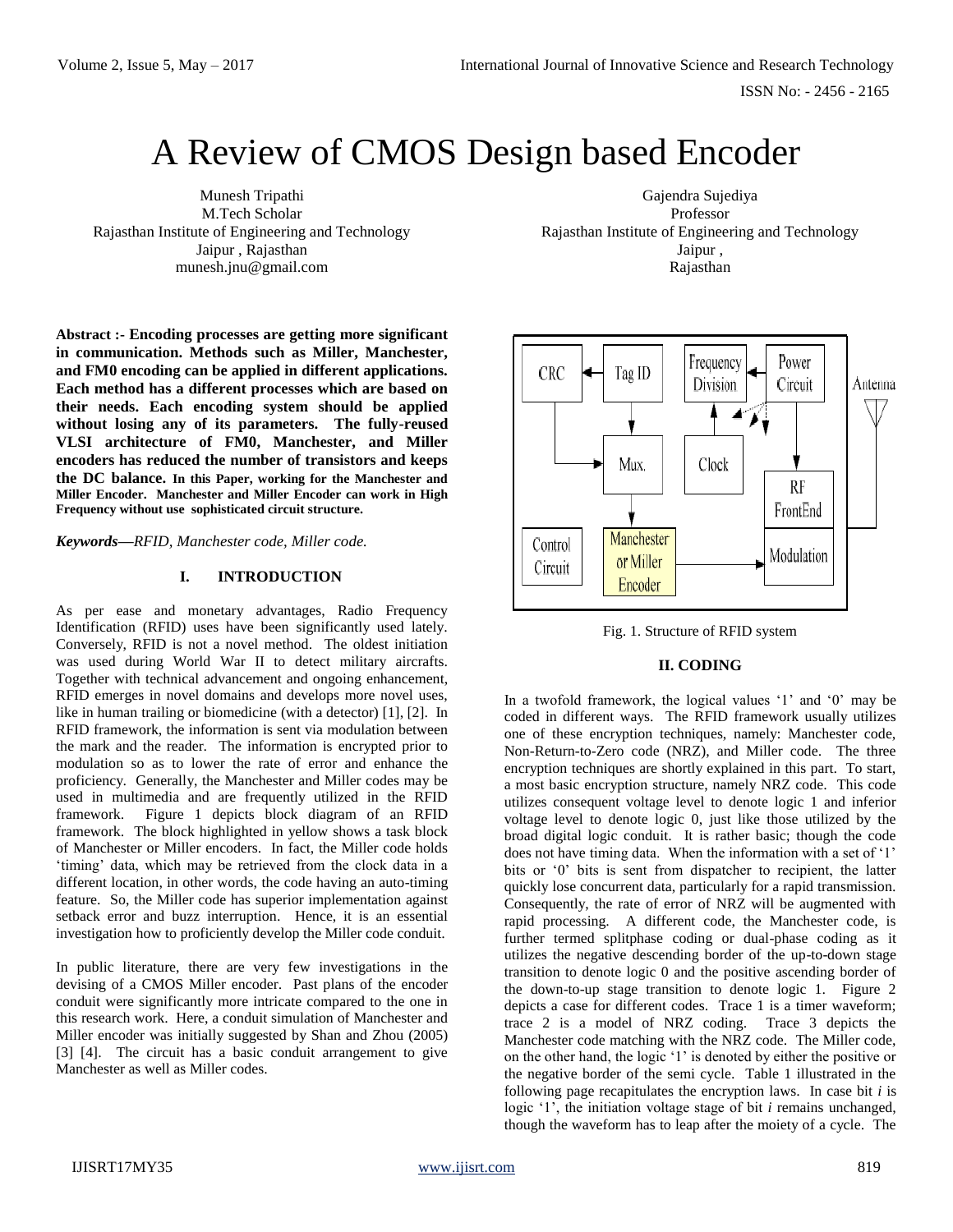# A Review of CMOS Design based Encoder

Munesh Tripathi
M.Tech Scholar
Rajasthan Institute of Engineering and Technology
Jaipur , Rajasthan
munesh.jnu@gmail.com

Gajendra Sujediya
Professor
Rajasthan Institute of Engineering and Technology
Jaipur ,
Rajasthan

**Abstract :- Encoding processes are getting more significant in communication. Methods such as Miller, Manchester, and FM0 encoding can be applied in different applications. Each method has a different processes which are based on their needs. Each encoding system should be applied without losing any of its parameters. The fully-reused VLSI architecture of FM0, Manchester, and Miller encoders has reduced the number of transistors and keeps the DC balance. In this Paper, working for the Manchester and Miller Encoder. Manchester and Miller Encoder can work in High Frequency without use sophisticated circuit structure.**

***Keywords—RFID, Manchester code, Miller code.***

## I. INTRODUCTION

As per ease and monetary advantages, Radio Frequency Identification (RFID) uses have been significantly used lately. Conversely, RFID is not a novel method. The oldest initiation was used during World War II to detect military aircrafts. Together with technical advancement and ongoing enhancement, RFID emerges in novel domains and develops more novel uses, like in human trailing or biomedicine (with a detector) [1], [2]. In RFID framework, the information is sent via modulation between the mark and the reader. The information is encrypted prior to modulation so as to lower the rate of error and enhance the proficiency. Generally, the Manchester and Miller codes may be used in multimedia and are frequently utilized in the RFID framework. Figure 1 depicts block diagram of an RFID framework. The block highlighted in yellow shows a task block of Manchester or Miller encoders. In fact, the Miller code holds 'timing' data, which may be retrieved from the clock data in a different location, in other words, the code having an auto-timing feature. So, the Miller code has superior implementation against setback error and buzz interruption. Hence, it is an essential investigation how to proficiently develop the Miller code conduit.

In public literature, there are very few investigations in the devising of a CMOS Miller encoder. Past plans of the encoder conduit were significantly more intricate compared to the one in this research work. Here, a conduit simulation of Manchester and Miller encoder was initially suggested by Shan and Zhou (2005) [3] [4]. The circuit has a basic conduit arrangement to give Manchester as well as Miller codes.

Fig. 1. Structure of RFID system

## II. CODING

In a twofold framework, the logical values '1' and '0' may be coded in different ways. The RFID framework usually utilizes one of these encryption techniques, namely: Manchester code, Non-Return-to-Zero code (NRZ), and Miller code. The three encryption techniques are shortly explained in this part. To start, a most basic encryption structure, namely NRZ code. This code utilizes consequent voltage level to denote logic 1 and inferior voltage level to denote logic 0, just like those utilized by the broad digital logic conduit. It is rather basic; though the code does not have timing data. When the information with a set of '1' bits or '0' bits is sent from dispatcher to recipient, the latter quickly lose concurrent data, particularly for a rapid transmission. Consequently, the rate of error of NRZ will be augmented with rapid processing. A different code, the Manchester code, is further termed splitphase coding or dual-phase coding as it utilizes the negative descending border of the up-to-down stage transition to denote logic 0 and the positive ascending border of the down-to-up stage transition to denote logic 1. Figure 2 depicts a case for different codes. Trace 1 is a timer waveform; trace 2 is a model of NRZ coding. Trace 3 depicts the Manchester code matching with the NRZ code. The Miller code, on the other hand, the logic '1' is denoted by either the positive or the negative border of the semi cycle. Table 1 illustrated in the following page recapitulates the encryption laws. In case bit *i* is logic '1', the initiation voltage stage of bit *i* remains unchanged, though the waveform has to leap after the moiety of a cycle. The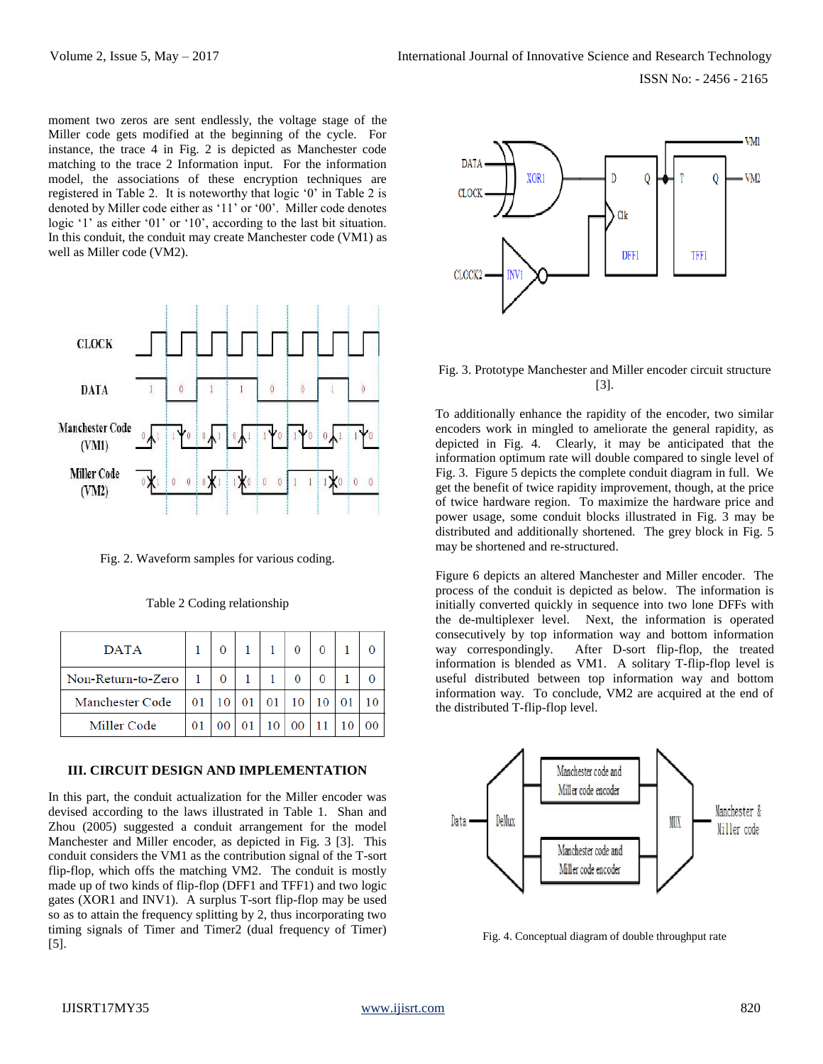moment two zeros are sent endlessly, the voltage stage of the Miller code gets modified at the beginning of the cycle. For instance, the trace 4 in Fig. 2 is depicted as Manchester code matching to the trace 2 Information input. For the information model, the associations of these encryption techniques are registered in Table 2. It is noteworthy that logic '0' in Table 2 is denoted by Miller code either as '11' or '00'. Miller code denotes logic '1' as either '01' or '10', according to the last bit situation. In this conduit, the conduit may create Manchester code (VM1) as well as Miller code (VM2).

Fig. 2. Waveform samples for various coding.

Table 2 Coding relationship

| DATA | 1 | 0 | 1 | 1 | 0 | 0 | 1 | 0 |
|---|---|---|---|---|---|---|---|---|
| Non-Return-to-Zero | 1 | 0 | 1 | 1 | 0 | 0 | 1 | 0 |
| Manchester Code | 01 | 10 | 01 | 01 | 10 | 10 | 01 | 10 |
| Miller Code | 01 | 00 | 01 | 10 | 00 | 11 | 10 | 00 |

### III. CIRCUIT DESIGN AND IMPLEMENTATION

In this part, the conduit actualization for the Miller encoder was devised according to the laws illustrated in Table 1. Shan and Zhou (2005) suggested a conduit arrangement for the model Manchester and Miller encoder, as depicted in Fig. 3 [3]. This conduit considers the VM1 as the contribution signal of the T-sort flip-flop, which offs the matching VM2. The conduit is mostly made up of two kinds of flip-flop (DFF1 and TFF1) and two logic gates (XOR1 and INV1). A surplus T-sort flip-flop may be used so as to attain the frequency splitting by 2, thus incorporating two timing signals of Timer and Timer2 (dual frequency of Timer) [5].

Fig. 3. Prototype Manchester and Miller encoder circuit structure [3].

To additionally enhance the rapidity of the encoder, two similar encoders work in mingled to ameliorate the general rapidity, as depicted in Fig. 4. Clearly, it may be anticipated that the information optimum rate will double compared to single level of Fig. 3. Figure 5 depicts the complete conduit diagram in full. We get the benefit of twice rapidity improvement, though, at the price of twice hardware region. To maximize the hardware price and power usage, some conduit blocks illustrated in Fig. 3 may be distributed and additionally shortened. The grey block in Fig. 5 may be shortened and re-structured.

Figure 6 depicts an altered Manchester and Miller encoder. The process of the conduit is depicted as below. The information is initially converted quickly in sequence into two lone DFFs with the de-multiplexer level. Next, the information is operated consecutively by top information way and bottom information way correspondingly. After D-sort flip-flop, the treated information is blended as VM1. A solitary T-flip-flop level is useful distributed between top information way and bottom information way. To conclude, VM2 are acquired at the end of the distributed T-flip-flop level.

Fig. 4. Conceptual diagram of double throughput rate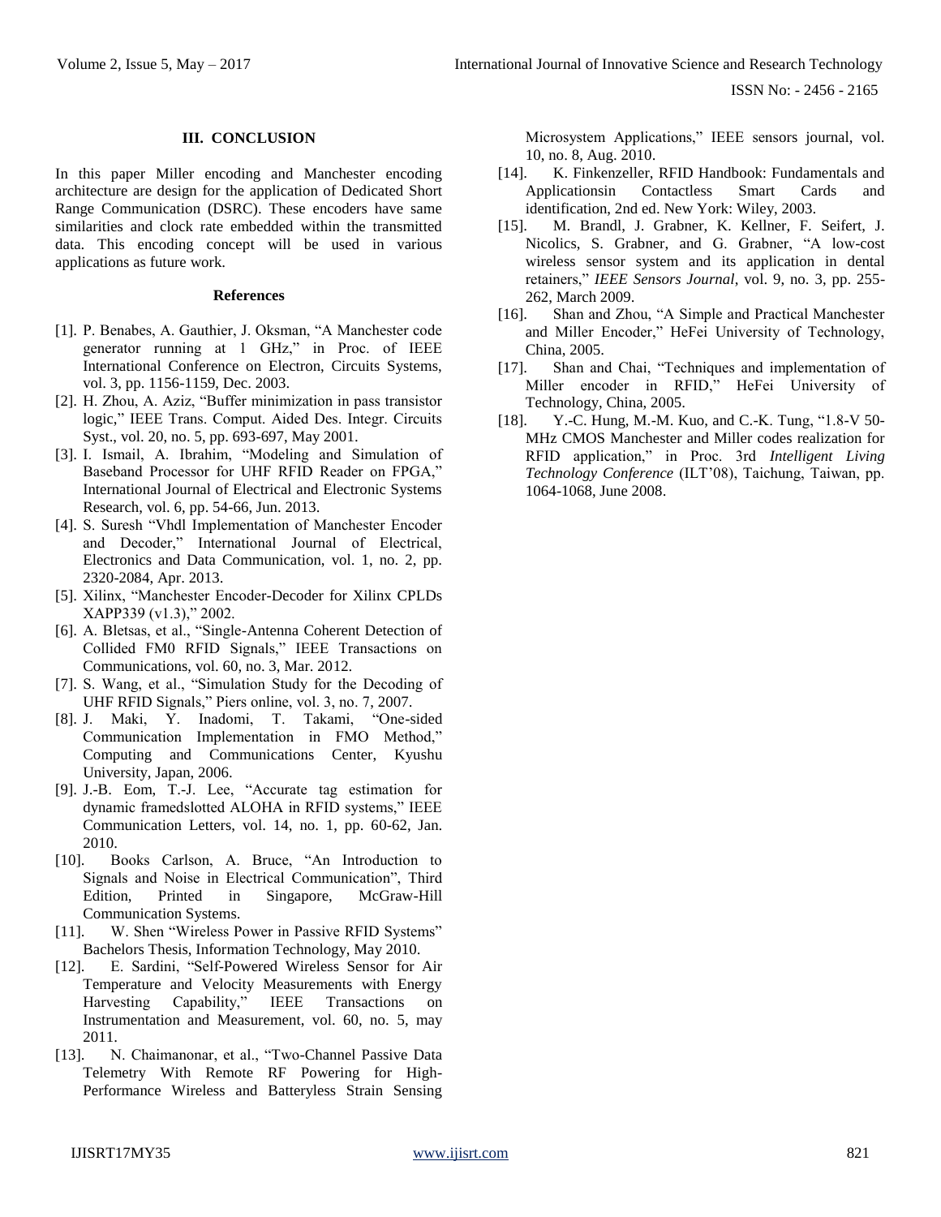### III. CONCLUSION

In this paper Miller encoding and Manchester encoding architecture are design for the application of Dedicated Short Range Communication (DSRC). These encoders have same similarities and clock rate embedded within the transmitted data. This encoding concept will be used in various applications as future work.

#### References

[1]. P. Benabes, A. Gauthier, J. Oksman, "A Manchester code generator running at 1 GHz," in Proc. of IEEE International Conference on Electron, Circuits Systems, vol. 3, pp. 1156-1159, Dec. 2003.

[2]. H. Zhou, A. Aziz, "Buffer minimization in pass transistor logic," IEEE Trans. Comput. Aided Des. Integr. Circuits Syst., vol. 20, no. 5, pp. 693-697, May 2001.

[3]. I. Ismail, A. Ibrahim, "Modeling and Simulation of Baseband Processor for UHF RFID Reader on FPGA," International Journal of Electrical and Electronic Systems Research, vol. 6, pp. 54-66, Jun. 2013.

[4]. S. Suresh "Vhdl Implementation of Manchester Encoder and Decoder," International Journal of Electrical, Electronics and Data Communication, vol. 1, no. 2, pp. 2320-2084, Apr. 2013.

[5]. Xilinx, "Manchester Encoder-Decoder for Xilinx CPLDs XAPP339 (v1.3)," 2002.

[6]. A. Bletsas, et al., "Single-Antenna Coherent Detection of Collided FM0 RFID Signals," IEEE Transactions on Communications, vol. 60, no. 3, Mar. 2012.

[7]. S. Wang, et al., "Simulation Study for the Decoding of UHF RFID Signals," Piers online, vol. 3, no. 7, 2007.

[8]. J. Maki, Y. Inadomi, T. Takami, "One-sided Communication Implementation in FMO Method," Computing and Communications Center, Kyushu University, Japan, 2006.

[9]. J.-B. Eom, T.-J. Lee, "Accurate tag estimation for dynamic framedslotted ALOHA in RFID systems," IEEE Communication Letters, vol. 14, no. 1, pp. 60-62, Jan. 2010.

[10]. Books Carlson, A. Bruce, "An Introduction to Signals and Noise in Electrical Communication", Third Edition, Printed in Singapore, McGraw-Hill Communication Systems.

[11]. W. Shen "Wireless Power in Passive RFID Systems" Bachelors Thesis, Information Technology, May 2010.

[12]. E. Sardini, "Self-Powered Wireless Sensor for Air Temperature and Velocity Measurements with Energy Harvesting Capability," IEEE Transactions on Instrumentation and Measurement, vol. 60, no. 5, may 2011.

[13]. N. Chaimanonar, et al., "Two-Channel Passive Data Telemetry With Remote RF Powering for High-Performance Wireless and Batteryless Strain Sensing Microsystem Applications," IEEE sensors journal, vol. 10, no. 8, Aug. 2010.

[14]. K. Finkenzeller, RFID Handbook: Fundamentals and Applicationsin Contactless Smart Cards and identification, 2nd ed. New York: Wiley, 2003.

[15]. M. Brandl, J. Grabner, K. Kellner, F. Seifert, J. Nicolics, S. Grabner, and G. Grabner, "A low-cost wireless sensor system and its application in dental retainers," *IEEE Sensors Journal*, vol. 9, no. 3, pp. 255-262, March 2009.

[16]. Shan and Zhou, "A Simple and Practical Manchester and Miller Encoder," HeFei University of Technology, China, 2005.

[17]. Shan and Chai, "Techniques and implementation of Miller encoder in RFID," HeFei University of Technology, China, 2005.

[18]. Y.-C. Hung, M.-M. Kuo, and C.-K. Tung, "1.8-V 50-MHz CMOS Manchester and Miller codes realization for RFID application," in Proc. 3rd *Intelligent Living Technology Conference* (ILT'08), Taichung, Taiwan, pp. 1064-1068, June 2008.